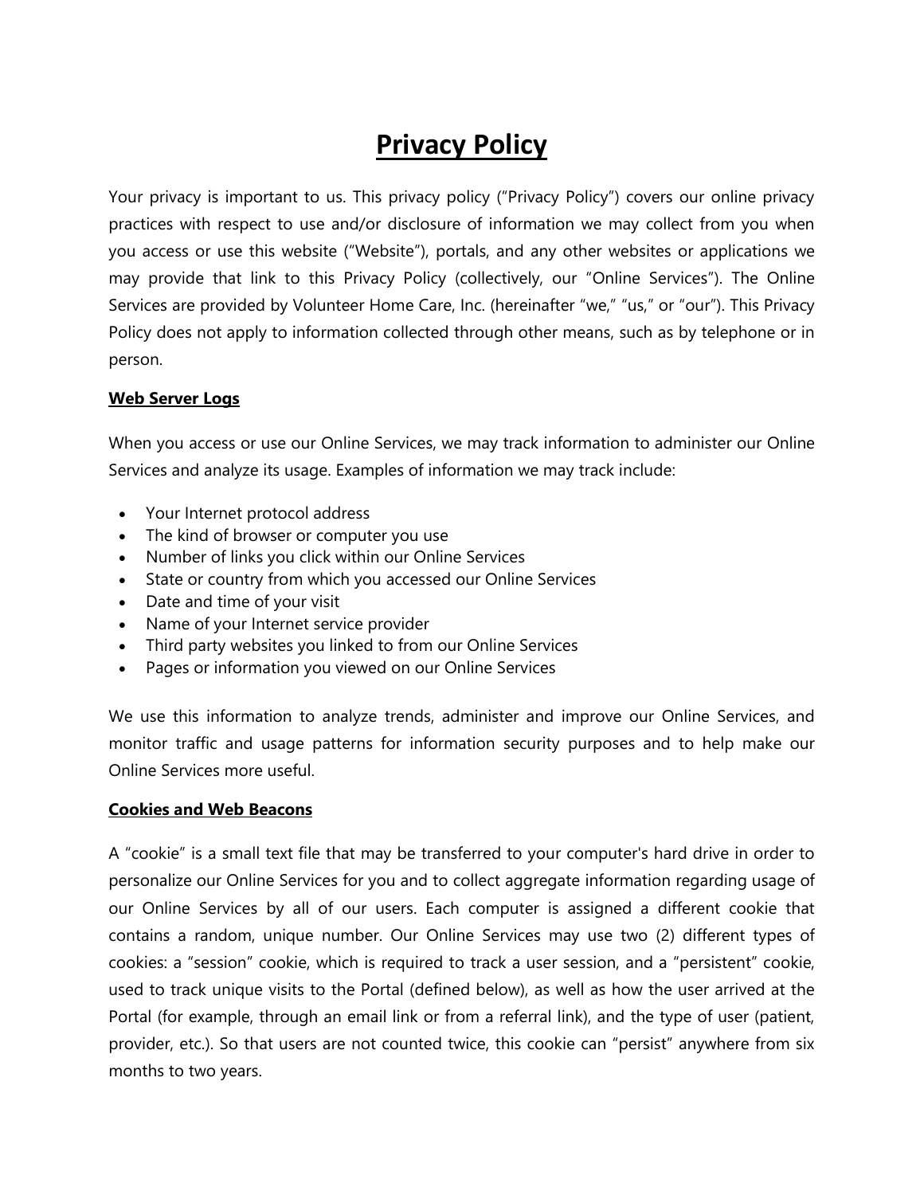# Privacy Policy

Your privacy is important to us. This privacy policy ("Privacy Policy") covers our online privacy practices with respect to use and/or disclosure of information we may collect from you when you access or use this website ("Website"), portals, and any other websites or applications we may provide that link to this Privacy Policy (collectively, our "Online Services"). The Online Services are provided by Volunteer Home Care, Inc. (hereinafter "we," "us," or "our"). This Privacy Policy does not apply to information collected through other means, such as by telephone or in person.

## Web Server Logs

When you access or use our Online Services, we may track information to administer our Online Services and analyze its usage. Examples of information we may track include:

- Your Internet protocol address
- The kind of browser or computer you use
- Number of links you click within our Online Services
- State or country from which you accessed our Online Services
- Date and time of your visit
- Name of your Internet service provider
- Third party websites you linked to from our Online Services
- Pages or information you viewed on our Online Services

We use this information to analyze trends, administer and improve our Online Services, and monitor traffic and usage patterns for information security purposes and to help make our Online Services more useful.

## Cookies and Web Beacons

A "cookie" is a small text file that may be transferred to your computer's hard drive in order to personalize our Online Services for you and to collect aggregate information regarding usage of our Online Services by all of our users. Each computer is assigned a different cookie that contains a random, unique number. Our Online Services may use two (2) different types of cookies: a "session" cookie, which is required to track a user session, and a "persistent" cookie, used to track unique visits to the Portal (defined below), as well as how the user arrived at the Portal (for example, through an email link or from a referral link), and the type of user (patient, provider, etc.). So that users are not counted twice, this cookie can "persist" anywhere from six months to two years.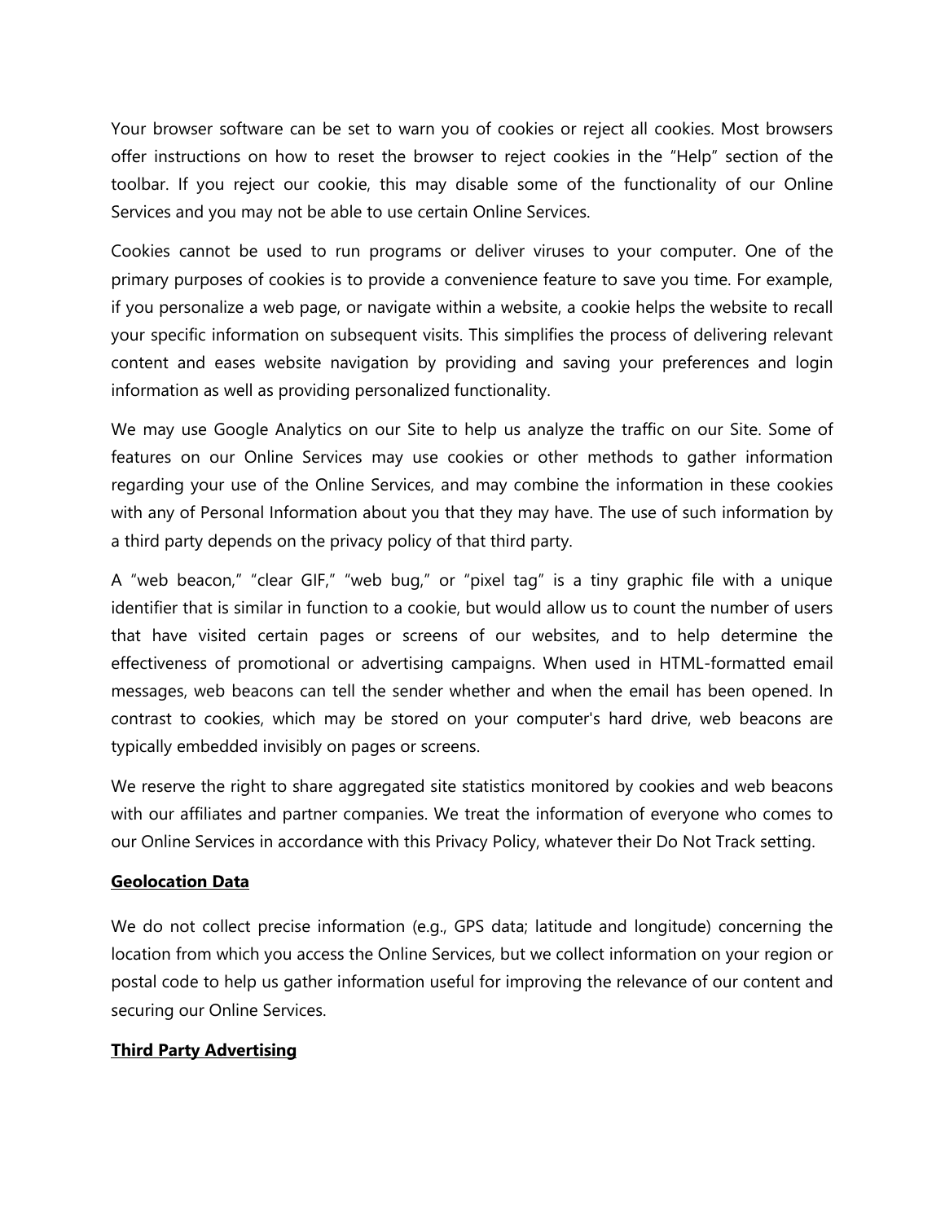Your browser software can be set to warn you of cookies or reject all cookies. Most browsers offer instructions on how to reset the browser to reject cookies in the "Help" section of the toolbar. If you reject our cookie, this may disable some of the functionality of our Online Services and you may not be able to use certain Online Services.

Cookies cannot be used to run programs or deliver viruses to your computer. One of the primary purposes of cookies is to provide a convenience feature to save you time. For example, if you personalize a web page, or navigate within a website, a cookie helps the website to recall your specific information on subsequent visits. This simplifies the process of delivering relevant content and eases website navigation by providing and saving your preferences and login information as well as providing personalized functionality.

We may use Google Analytics on our Site to help us analyze the traffic on our Site. Some of features on our Online Services may use cookies or other methods to gather information regarding your use of the Online Services, and may combine the information in these cookies with any of Personal Information about you that they may have. The use of such information by a third party depends on the privacy policy of that third party.

A "web beacon," "clear GIF," "web bug," or "pixel tag" is a tiny graphic file with a unique identifier that is similar in function to a cookie, but would allow us to count the number of users that have visited certain pages or screens of our websites, and to help determine the effectiveness of promotional or advertising campaigns. When used in HTML-formatted email messages, web beacons can tell the sender whether and when the email has been opened. In contrast to cookies, which may be stored on your computer's hard drive, web beacons are typically embedded invisibly on pages or screens.

We reserve the right to share aggregated site statistics monitored by cookies and web beacons with our affiliates and partner companies. We treat the information of everyone who comes to our Online Services in accordance with this Privacy Policy, whatever their Do Not Track setting.

**Geolocation Data**

We do not collect precise information (e.g., GPS data; latitude and longitude) concerning the location from which you access the Online Services, but we collect information on your region or postal code to help us gather information useful for improving the relevance of our content and securing our Online Services.

**Third Party Advertising**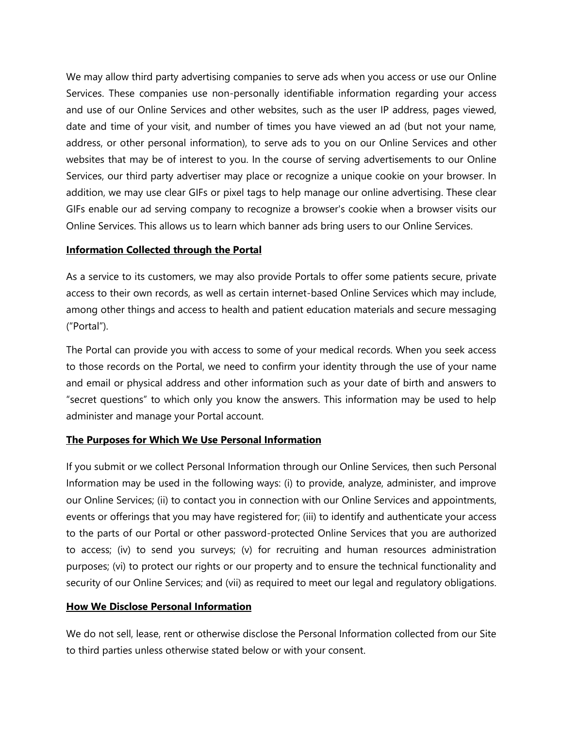We may allow third party advertising companies to serve ads when you access or use our Online Services. These companies use non-personally identifiable information regarding your access and use of our Online Services and other websites, such as the user IP address, pages viewed, date and time of your visit, and number of times you have viewed an ad (but not your name, address, or other personal information), to serve ads to you on our Online Services and other websites that may be of interest to you. In the course of serving advertisements to our Online Services, our third party advertiser may place or recognize a unique cookie on your browser. In addition, we may use clear GIFs or pixel tags to help manage our online advertising. These clear GIFs enable our ad serving company to recognize a browser's cookie when a browser visits our Online Services. This allows us to learn which banner ads bring users to our Online Services.

**Information Collected through the Portal**

As a service to its customers, we may also provide Portals to offer some patients secure, private access to their own records, as well as certain internet-based Online Services which may include, among other things and access to health and patient education materials and secure messaging ("Portal").

The Portal can provide you with access to some of your medical records. When you seek access to those records on the Portal, we need to confirm your identity through the use of your name and email or physical address and other information such as your date of birth and answers to "secret questions" to which only you know the answers. This information may be used to help administer and manage your Portal account.

**The Purposes for Which We Use Personal Information**

If you submit or we collect Personal Information through our Online Services, then such Personal Information may be used in the following ways: (i) to provide, analyze, administer, and improve our Online Services; (ii) to contact you in connection with our Online Services and appointments, events or offerings that you may have registered for; (iii) to identify and authenticate your access to the parts of our Portal or other password-protected Online Services that you are authorized to access; (iv) to send you surveys; (v) for recruiting and human resources administration purposes; (vi) to protect our rights or our property and to ensure the technical functionality and security of our Online Services; and (vii) as required to meet our legal and regulatory obligations.

**How We Disclose Personal Information**

We do not sell, lease, rent or otherwise disclose the Personal Information collected from our Site to third parties unless otherwise stated below or with your consent.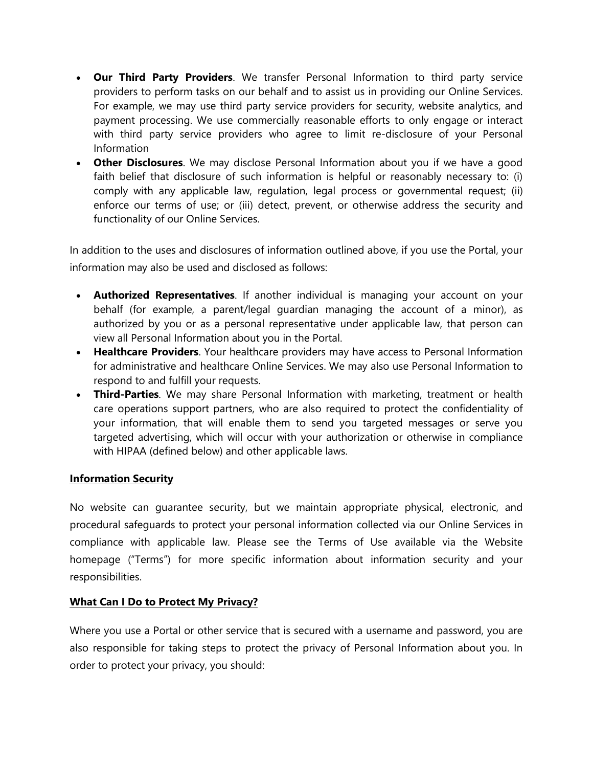- **Our Third Party Providers**. We transfer Personal Information to third party service providers to perform tasks on our behalf and to assist us in providing our Online Services. For example, we may use third party service providers for security, website analytics, and payment processing. We use commercially reasonable efforts to only engage or interact with third party service providers who agree to limit re-disclosure of your Personal Information
- **Other Disclosures**. We may disclose Personal Information about you if we have a good faith belief that disclosure of such information is helpful or reasonably necessary to: (i) comply with any applicable law, regulation, legal process or governmental request; (ii) enforce our terms of use; or (iii) detect, prevent, or otherwise address the security and functionality of our Online Services.

In addition to the uses and disclosures of information outlined above, if you use the Portal, your information may also be used and disclosed as follows:

- **Authorized Representatives**. If another individual is managing your account on your behalf (for example, a parent/legal guardian managing the account of a minor), as authorized by you or as a personal representative under applicable law, that person can view all Personal Information about you in the Portal.
- **Healthcare Providers**. Your healthcare providers may have access to Personal Information for administrative and healthcare Online Services. We may also use Personal Information to respond to and fulfill your requests.
- **Third-Parties**. We may share Personal Information with marketing, treatment or health care operations support partners, who are also required to protect the confidentiality of your information, that will enable them to send you targeted messages or serve you targeted advertising, which will occur with your authorization or otherwise in compliance with HIPAA (defined below) and other applicable laws.

## Information Security

No website can guarantee security, but we maintain appropriate physical, electronic, and procedural safeguards to protect your personal information collected via our Online Services in compliance with applicable law. Please see the Terms of Use available via the Website homepage ("Terms") for more specific information about information security and your responsibilities.

## What Can I Do to Protect My Privacy?

Where you use a Portal or other service that is secured with a username and password, you are also responsible for taking steps to protect the privacy of Personal Information about you. In order to protect your privacy, you should: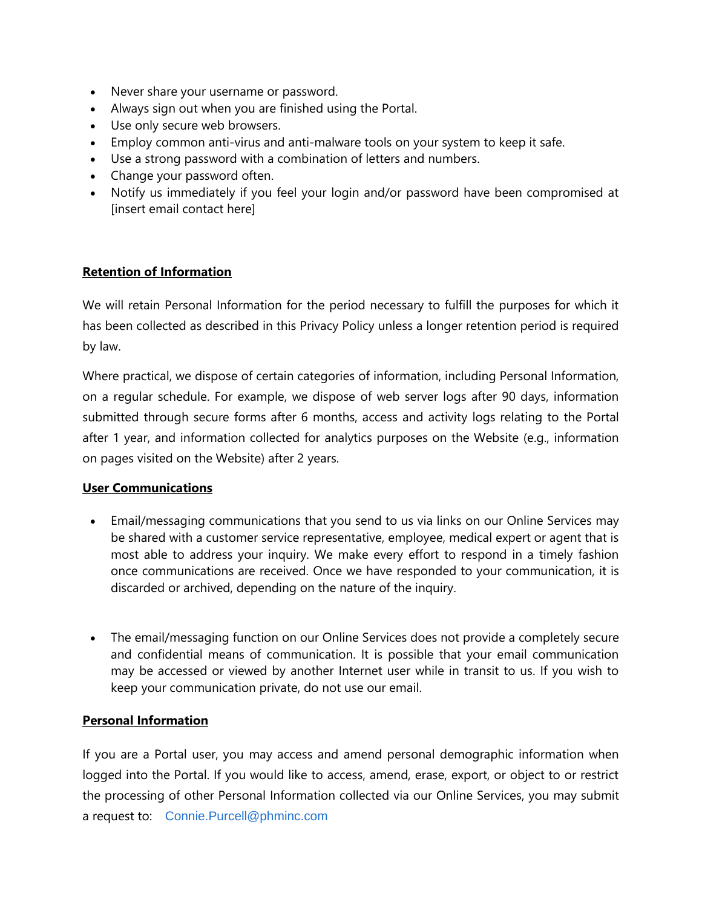- Never share your username or password.
- Always sign out when you are finished using the Portal.
- Use only secure web browsers.
- Employ common anti-virus and anti-malware tools on your system to keep it safe.
- Use a strong password with a combination of letters and numbers.
- Change your password often.
- Notify us immediately if you feel your login and/or password have been compromised at [insert email contact here]

**Retention of Information**

We will retain Personal Information for the period necessary to fulfill the purposes for which it has been collected as described in this Privacy Policy unless a longer retention period is required by law.

Where practical, we dispose of certain categories of information, including Personal Information, on a regular schedule. For example, we dispose of web server logs after 90 days, information submitted through secure forms after 6 months, access and activity logs relating to the Portal after 1 year, and information collected for analytics purposes on the Website (e.g., information on pages visited on the Website) after 2 years.

**User Communications**

- Email/messaging communications that you send to us via links on our Online Services may be shared with a customer service representative, employee, medical expert or agent that is most able to address your inquiry. We make every effort to respond in a timely fashion once communications are received. Once we have responded to your communication, it is discarded or archived, depending on the nature of the inquiry.

- The email/messaging function on our Online Services does not provide a completely secure and confidential means of communication. It is possible that your email communication may be accessed or viewed by another Internet user while in transit to us. If you wish to keep your communication private, do not use our email.

**Personal Information**

If you are a Portal user, you may access and amend personal demographic information when logged into the Portal. If you would like to access, amend, erase, export, or object to or restrict the processing of other Personal Information collected via our Online Services, you may submit a request to: Connie.Purcell@phminc.com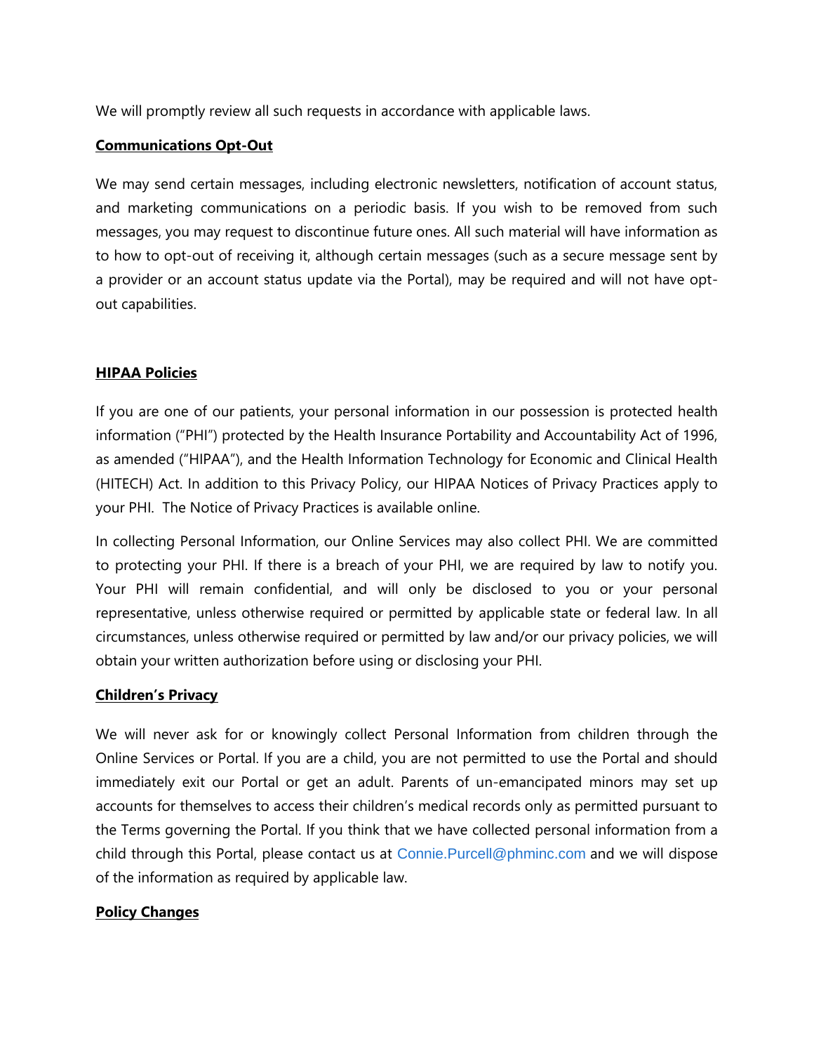We will promptly review all such requests in accordance with applicable laws.

## **Communications Opt-Out**

We may send certain messages, including electronic newsletters, notification of account status, and marketing communications on a periodic basis. If you wish to be removed from such messages, you may request to discontinue future ones. All such material will have information as to how to opt-out of receiving it, although certain messages (such as a secure message sent by a provider or an account status update via the Portal), may be required and will not have opt-out capabilities.

## **HIPAA Policies**

If you are one of our patients, your personal information in our possession is protected health information ("PHI") protected by the Health Insurance Portability and Accountability Act of 1996, as amended ("HIPAA"), and the Health Information Technology for Economic and Clinical Health (HITECH) Act. In addition to this Privacy Policy, our HIPAA Notices of Privacy Practices apply to your PHI. The Notice of Privacy Practices is available online.

In collecting Personal Information, our Online Services may also collect PHI. We are committed to protecting your PHI. If there is a breach of your PHI, we are required by law to notify you. Your PHI will remain confidential, and will only be disclosed to you or your personal representative, unless otherwise required or permitted by applicable state or federal law. In all circumstances, unless otherwise required or permitted by law and/or our privacy policies, we will obtain your written authorization before using or disclosing your PHI.

## **Children's Privacy**

We will never ask for or knowingly collect Personal Information from children through the Online Services or Portal. If you are a child, you are not permitted to use the Portal and should immediately exit our Portal or get an adult. Parents of un-emancipated minors may set up accounts for themselves to access their children's medical records only as permitted pursuant to the Terms governing the Portal. If you think that we have collected personal information from a child through this Portal, please contact us at Connie.Purcell@phminc.com and we will dispose of the information as required by applicable law.

## **Policy Changes**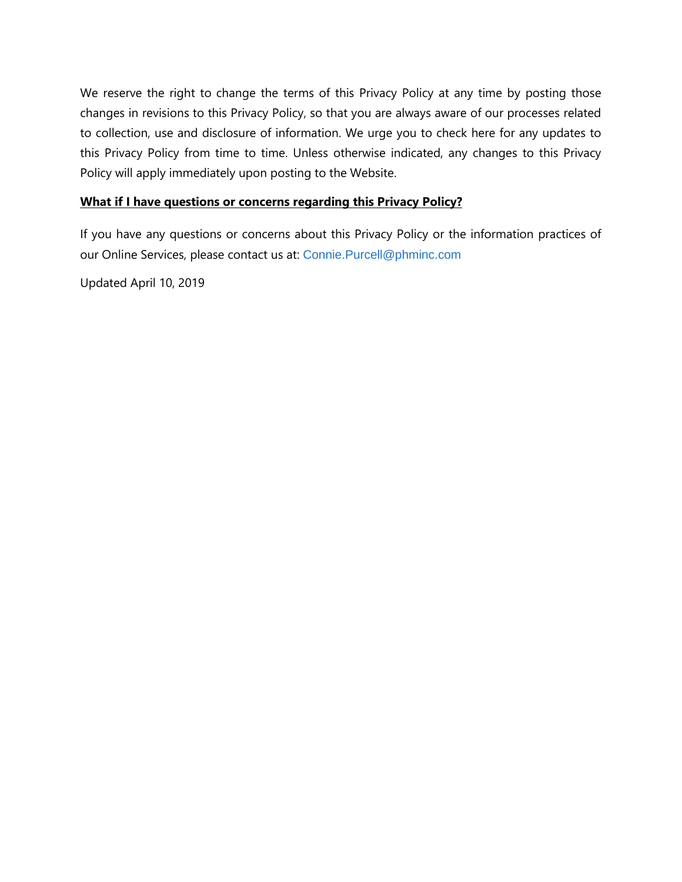We reserve the right to change the terms of this Privacy Policy at any time by posting those changes in revisions to this Privacy Policy, so that you are always aware of our processes related to collection, use and disclosure of information. We urge you to check here for any updates to this Privacy Policy from time to time. Unless otherwise indicated, any changes to this Privacy Policy will apply immediately upon posting to the Website.

**What if I have questions or concerns regarding this Privacy Policy?**

If you have any questions or concerns about this Privacy Policy or the information practices of our Online Services, please contact us at: Connie.Purcell@phminc.com

Updated April 10, 2019